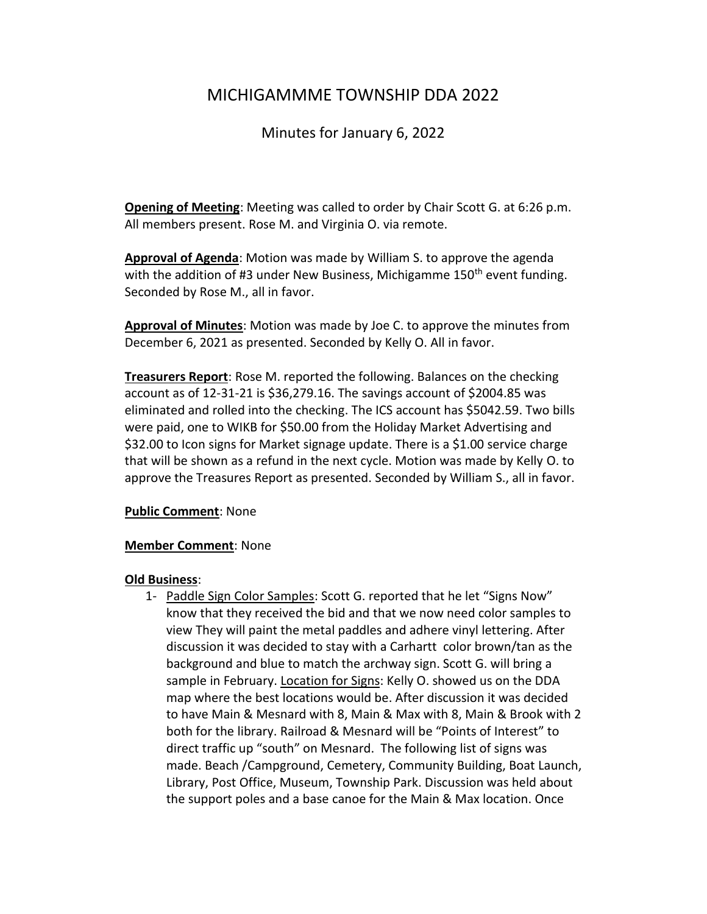# MICHIGAMMME TOWNSHIP DDA 2022

## Minutes for January 6, 2022

**Opening of Meeting**: Meeting was called to order by Chair Scott G. at 6:26 p.m. All members present. Rose M. and Virginia O. via remote.

**Approval of Agenda**: Motion was made by William S. to approve the agenda with the addition of #3 under New Business, Michigamme 150th event funding. Seconded by Rose M., all in favor.

**Approval of Minutes**: Motion was made by Joe C. to approve the minutes from December 6, 2021 as presented. Seconded by Kelly O. All in favor.

**Treasurers Report**: Rose M. reported the following. Balances on the checking account as of 12-31-21 is $36,279.16. The savings account of $2004.85 was eliminated and rolled into the checking. The ICS account has $5042.59. Two bills were paid, one to WIKB for $50.00 from the Holiday Market Advertising and $32.00 to Icon signs for Market signage update. There is a $1.00 service charge that will be shown as a refund in the next cycle. Motion was made by Kelly O. to approve the Treasures Report as presented. Seconded by William S., all in favor.

**Public Comment**: None

**Member Comment**: None

**Old Business**:

1- Paddle Sign Color Samples: Scott G. reported that he let "Signs Now" know that they received the bid and that we now need color samples to view They will paint the metal paddles and adhere vinyl lettering. After discussion it was decided to stay with a Carhartt color brown/tan as the background and blue to match the archway sign. Scott G. will bring a sample in February. Location for Signs: Kelly O. showed us on the DDA map where the best locations would be. After discussion it was decided to have Main & Mesnard with 8, Main & Max with 8, Main & Brook with 2 both for the library. Railroad & Mesnard will be "Points of Interest" to direct traffic up "south" on Mesnard. The following list of signs was made. Beach /Campground, Cemetery, Community Building, Boat Launch, Library, Post Office, Museum, Township Park. Discussion was held about the support poles and a base canoe for the Main & Max location. Once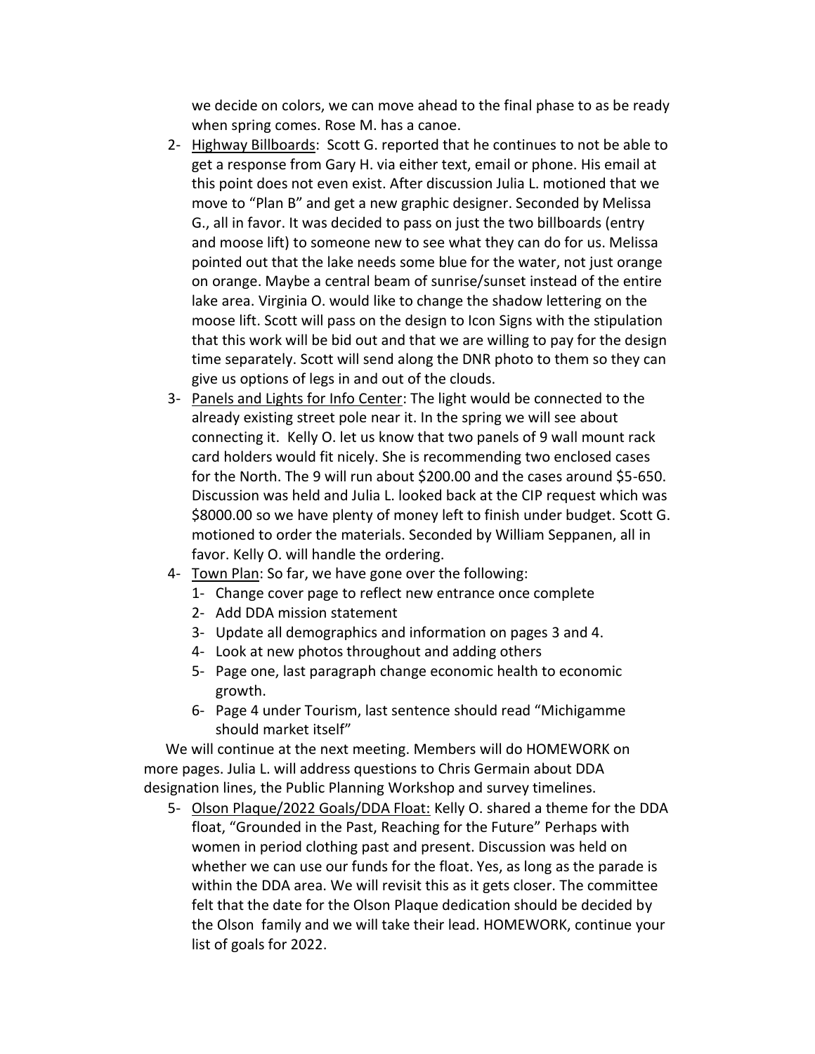we decide on colors, we can move ahead to the final phase to as be ready when spring comes. Rose M. has a canoe.

2- Highway Billboards: Scott G. reported that he continues to not be able to get a response from Gary H. via either text, email or phone. His email at this point does not even exist. After discussion Julia L. motioned that we move to "Plan B" and get a new graphic designer. Seconded by Melissa G., all in favor. It was decided to pass on just the two billboards (entry and moose lift) to someone new to see what they can do for us. Melissa pointed out that the lake needs some blue for the water, not just orange on orange. Maybe a central beam of sunrise/sunset instead of the entire lake area. Virginia O. would like to change the shadow lettering on the moose lift. Scott will pass on the design to Icon Signs with the stipulation that this work will be bid out and that we are willing to pay for the design time separately. Scott will send along the DNR photo to them so they can give us options of legs in and out of the clouds.

3- Panels and Lights for Info Center: The light would be connected to the already existing street pole near it. In the spring we will see about connecting it. Kelly O. let us know that two panels of 9 wall mount rack card holders would fit nicely. She is recommending two enclosed cases for the North. The 9 will run about $200.00 and the cases around $5-650. Discussion was held and Julia L. looked back at the CIP request which was $8000.00 so we have plenty of money left to finish under budget. Scott G. motioned to order the materials. Seconded by William Seppanen, all in favor. Kelly O. will handle the ordering.

4- Town Plan: So far, we have gone over the following:
   1- Change cover page to reflect new entrance once complete
   2- Add DDA mission statement
   3- Update all demographics and information on pages 3 and 4.
   4- Look at new photos throughout and adding others
   5- Page one, last paragraph change economic health to economic growth.
   6- Page 4 under Tourism, last sentence should read "Michigamme should market itself"

We will continue at the next meeting. Members will do HOMEWORK on more pages. Julia L. will address questions to Chris Germain about DDA designation lines, the Public Planning Workshop and survey timelines.

5- Olson Plaque/2022 Goals/DDA Float: Kelly O. shared a theme for the DDA float, "Grounded in the Past, Reaching for the Future" Perhaps with women in period clothing past and present. Discussion was held on whether we can use our funds for the float. Yes, as long as the parade is within the DDA area. We will revisit this as it gets closer. The committee felt that the date for the Olson Plaque dedication should be decided by the Olson family and we will take their lead. HOMEWORK, continue your list of goals for 2022.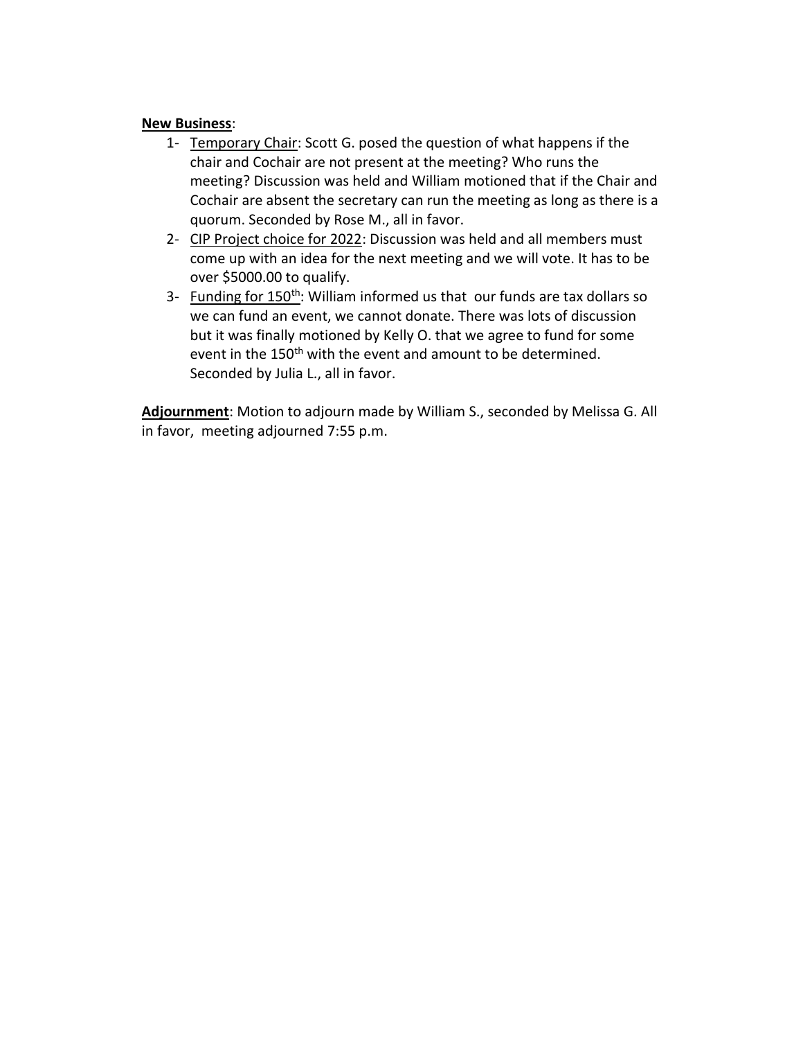**New Business**:

1- Temporary Chair: Scott G. posed the question of what happens if the chair and Cochair are not present at the meeting? Who runs the meeting? Discussion was held and William motioned that if the Chair and Cochair are absent the secretary can run the meeting as long as there is a quorum. Seconded by Rose M., all in favor.

2- CIP Project choice for 2022: Discussion was held and all members must come up with an idea for the next meeting and we will vote. It has to be over $5000.00 to qualify.

3- Funding for 150th: William informed us that our funds are tax dollars so we can fund an event, we cannot donate. There was lots of discussion but it was finally motioned by Kelly O. that we agree to fund for some event in the 150th with the event and amount to be determined. Seconded by Julia L., all in favor.

**Adjournment**: Motion to adjourn made by William S., seconded by Melissa G. All in favor, meeting adjourned 7:55 p.m.